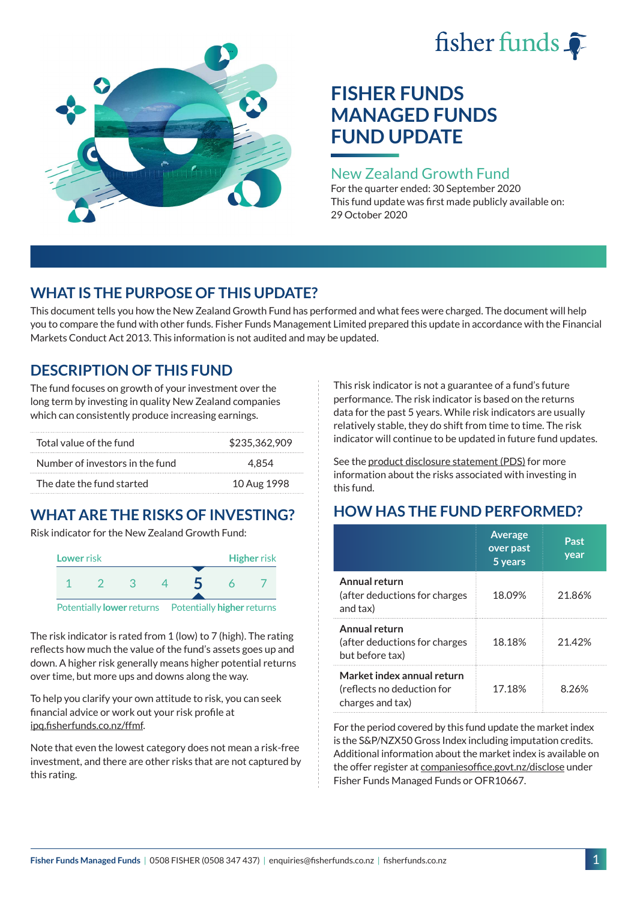# FISHER FUNDS MANAGED FUNDS FUND UPDATE

## New Zealand Growth Fund

For the quarter ended: 30 September 2020

This fund update was first made publicly available on: 29 October 2020

## WHAT IS THE PURPOSE OF THIS UPDATE?

This document tells you how the New Zealand Growth Fund has performed and what fees were charged. The document will help you to compare the fund with other funds. Fisher Funds Management Limited prepared this update in accordance with the Financial Markets Conduct Act 2013. This information is not audited and may be updated.

## DESCRIPTION OF THIS FUND

The fund focuses on growth of your investment over the long term by investing in quality New Zealand companies which can consistently produce increasing earnings.

| | |
|---|---|
| Total value of the fund | $235,362,909 |
| Number of investors in the fund | 4,854 |
| The date the fund started | 10 Aug 1998 |

## WHAT ARE THE RISKS OF INVESTING?

Risk indicator for the New Zealand Growth Fund:

| Lower risk | | | | | | Higher risk |
|---|---|---|---|---|---|---|
| 1 | 2 | 3 | 4 | **5** | 6 | 7 |
| Potentially **lower** returns | | | | | | Potentially **higher** returns |

The risk indicator is rated from 1 (low) to 7 (high). The rating reflects how much the value of the fund's assets goes up and down. A higher risk generally means higher potential returns over time, but more ups and downs along the way.

To help you clarify your own attitude to risk, you can seek financial advice or work out your risk profile at ipq.fisherfunds.co.nz/ffmf.

Note that even the lowest category does not mean a risk-free investment, and there are other risks that are not captured by this rating.

This risk indicator is not a guarantee of a fund's future performance. The risk indicator is based on the returns data for the past 5 years. While risk indicators are usually relatively stable, they do shift from time to time. The risk indicator will continue to be updated in future fund updates.

See the product disclosure statement (PDS) for more information about the risks associated with investing in this fund.

## HOW HAS THE FUND PERFORMED?

| | Average over past 5 years | Past year |
|---|---|---|
| **Annual return** (after deductions for charges and tax) | 18.09% | 21.86% |
| **Annual return** (after deductions for charges but before tax) | 18.18% | 21.42% |
| **Market index annual return** (reflects no deduction for charges and tax) | 17.18% | 8.26% |

For the period covered by this fund update the market index is the S&P/NZX50 Gross Index including imputation credits. Additional information about the market index is available on the offer register at companiesoffice.govt.nz/disclose under Fisher Funds Managed Funds or OFR10667.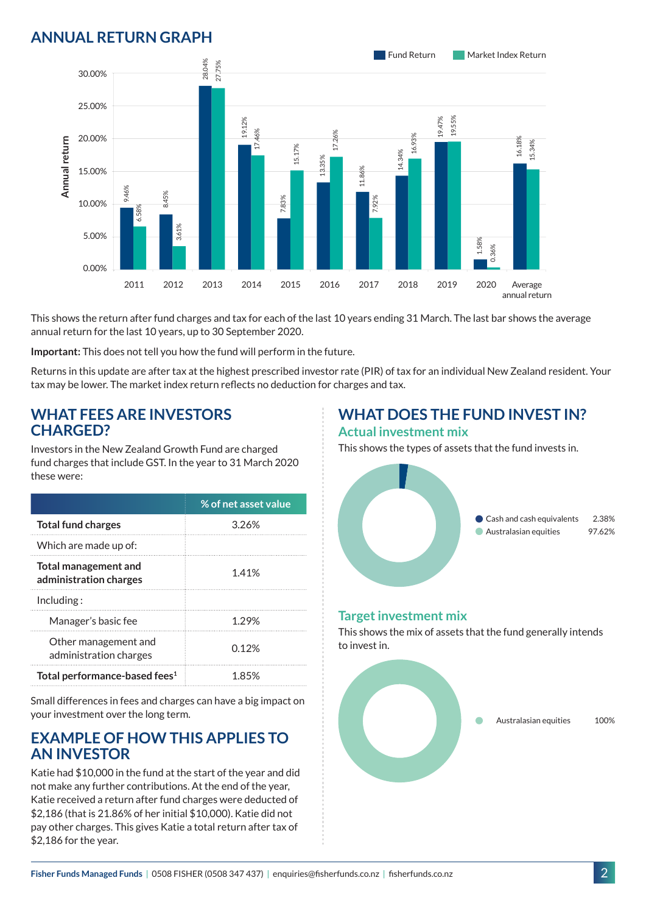## ANNUAL RETURN GRAPH

| Year | Fund Return | Market Index Return |
|---|---|---|
| 2011 | 9.46% | 6.58% |
| 2012 | 8.45% | 3.61% |
| 2013 | 28.04% | 27.75% |
| 2014 | 19.12% | 17.46% |
| 2015 | 7.83% | 15.17% |
| 2016 | 13.35% | 17.26% |
| 2017 | 11.86% | 7.92% |
| 2018 | 14.34% | 16.93% |
| 2019 | 19.47% | 19.55% |
| 2020 | 1.58% | 0.36% |
| Average annual return | 16.18% | 15.34% |

This shows the return after fund charges and tax for each of the last 10 years ending 31 March. The last bar shows the average annual return for the last 10 years, up to 30 September 2020.

**Important:** This does not tell you how the fund will perform in the future.

Returns in this update are after tax at the highest prescribed investor rate (PIR) of tax for an individual New Zealand resident. Your tax may be lower. The market index return reflects no deduction for charges and tax.

## WHAT FEES ARE INVESTORS CHARGED?

Investors in the New Zealand Growth Fund are charged fund charges that include GST. In the year to 31 March 2020 these were:

| | % of net asset value |
|---|---|
| **Total fund charges** | 3.26% |
| Which are made up of: | |
| **Total management and administration charges** | 1.41% |
| Including : | |
| Manager's basic fee | 1.29% |
| Other management and administration charges | 0.12% |
| **Total performance-based fees**[1] | 1.85% |

Small differences in fees and charges can have a big impact on your investment over the long term.

## EXAMPLE OF HOW THIS APPLIES TO AN INVESTOR

Katie had $10,000 in the fund at the start of the year and did not make any further contributions. At the end of the year, Katie received a return after fund charges were deducted of $2,186 (that is 21.86% of her initial $10,000). Katie did not pay other charges. This gives Katie a total return after tax of $2,186 for the year.

## WHAT DOES THE FUND INVEST IN?

### Actual investment mix

This shows the types of assets that the fund invests in.

| Asset | % |
|---|---|
| Cash and cash equivalents | 2.38% |
| Australasian equities | 97.62% |

### Target investment mix

This shows the mix of assets that the fund generally intends to invest in.

| Asset | % |
|---|---|
| Australasian equities | 100% |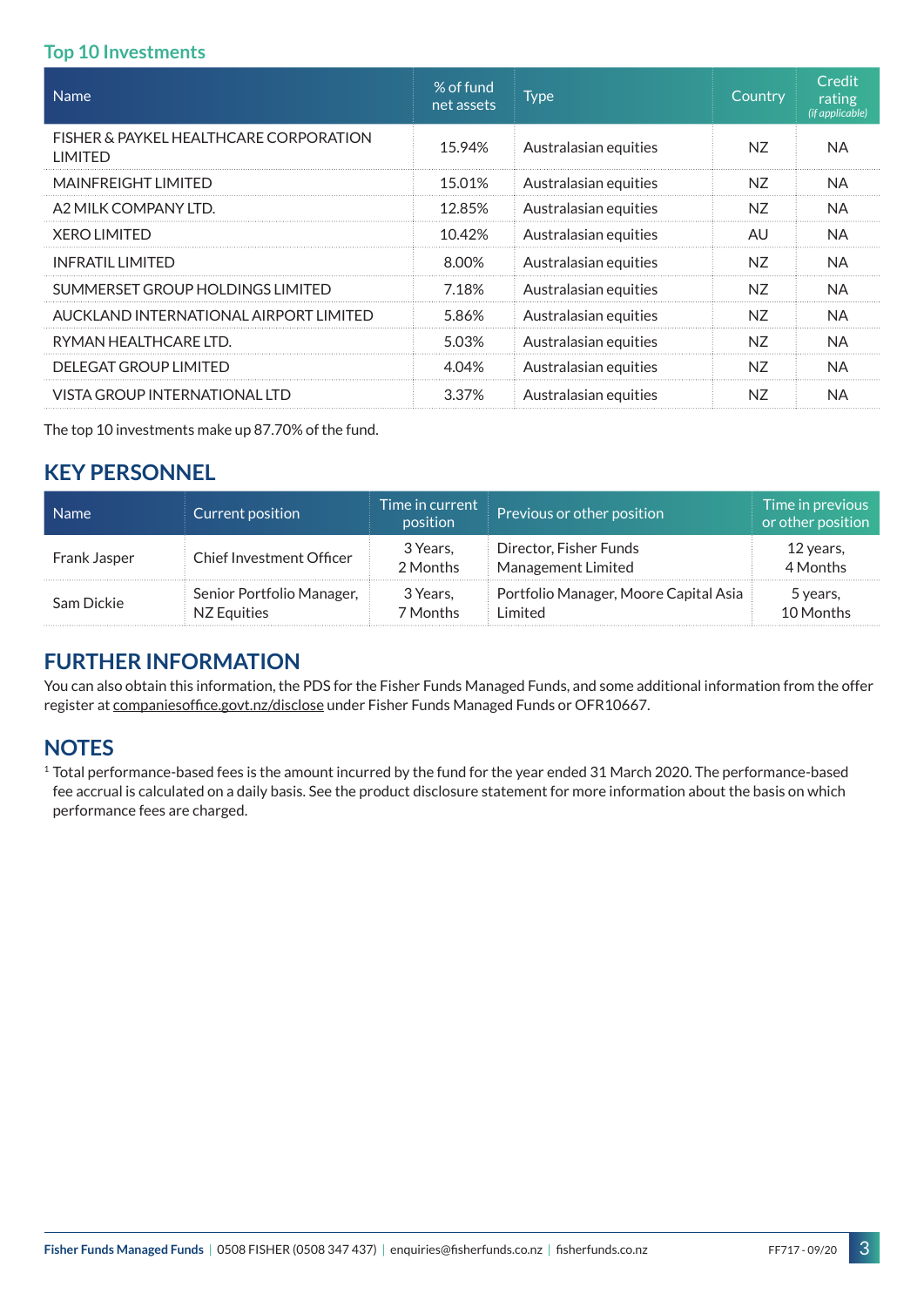## Top 10 Investments

| Name | % of fund net assets | Type | Country | Credit rating *(if applicable)* |
|---|---|---|---|---|
| FISHER & PAYKEL HEALTHCARE CORPORATION LIMITED | 15.94% | Australasian equities | NZ | NA |
| MAINFREIGHT LIMITED | 15.01% | Australasian equities | NZ | NA |
| A2 MILK COMPANY LTD. | 12.85% | Australasian equities | NZ | NA |
| XERO LIMITED | 10.42% | Australasian equities | AU | NA |
| INFRATIL LIMITED | 8.00% | Australasian equities | NZ | NA |
| SUMMERSET GROUP HOLDINGS LIMITED | 7.18% | Australasian equities | NZ | NA |
| AUCKLAND INTERNATIONAL AIRPORT LIMITED | 5.86% | Australasian equities | NZ | NA |
| RYMAN HEALTHCARE LTD. | 5.03% | Australasian equities | NZ | NA |
| DELEGAT GROUP LIMITED | 4.04% | Australasian equities | NZ | NA |
| VISTA GROUP INTERNATIONAL LTD | 3.37% | Australasian equities | NZ | NA |

The top 10 investments make up 87.70% of the fund.

## KEY PERSONNEL

| Name | Current position | Time in current position | Previous or other position | Time in previous or other position |
|---|---|---|---|---|
| Frank Jasper | Chief Investment Officer | 3 Years, 2 Months | Director, Fisher Funds Management Limited | 12 years, 4 Months |
| Sam Dickie | Senior Portfolio Manager, NZ Equities | 3 Years, 7 Months | Portfolio Manager, Moore Capital Asia Limited | 5 years, 10 Months |

## FURTHER INFORMATION

You can also obtain this information, the PDS for the Fisher Funds Managed Funds, and some additional information from the offer register at companiesoffice.govt.nz/disclose under Fisher Funds Managed Funds or OFR10667.

## NOTES

[1] Total performance-based fees is the amount incurred by the fund for the year ended 31 March 2020. The performance-based fee accrual is calculated on a daily basis. See the product disclosure statement for more information about the basis on which performance fees are charged.